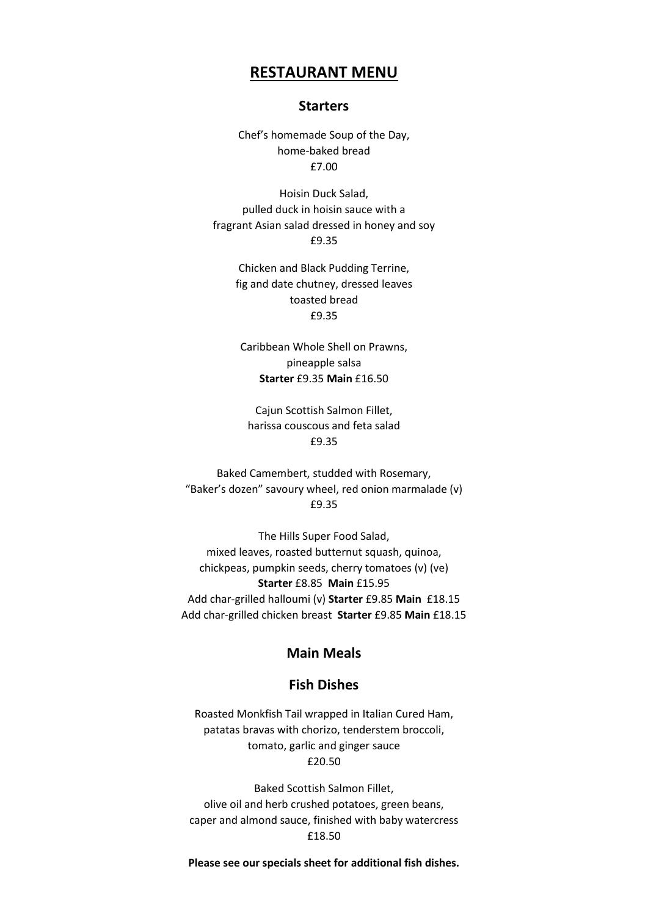# RESTAURANT MENU

## Starters

Chef's homemade Soup of the Day,
home-baked bread
£7.00

Hoisin Duck Salad,
pulled duck in hoisin sauce with a
fragrant Asian salad dressed in honey and soy
£9.35

Chicken and Black Pudding Terrine,
fig and date chutney, dressed leaves
toasted bread
£9.35

Caribbean Whole Shell on Prawns,
pineapple salsa
**Starter** £9.35 **Main** £16.50

Cajun Scottish Salmon Fillet,
harissa couscous and feta salad
£9.35

Baked Camembert, studded with Rosemary,
"Baker's dozen" savoury wheel, red onion marmalade (v)
£9.35

The Hills Super Food Salad,
mixed leaves, roasted butternut squash, quinoa,
chickpeas, pumpkin seeds, cherry tomatoes (v) (ve)
**Starter** £8.85 **Main** £15.95
Add char-grilled halloumi (v) **Starter** £9.85 **Main** £18.15
Add char-grilled chicken breast **Starter** £9.85 **Main** £18.15

## Main Meals

### Fish Dishes

Roasted Monkfish Tail wrapped in Italian Cured Ham,
patatas bravas with chorizo, tenderstem broccoli,
tomato, garlic and ginger sauce
£20.50

Baked Scottish Salmon Fillet,
olive oil and herb crushed potatoes, green beans,
caper and almond sauce, finished with baby watercress
£18.50

**Please see our specials sheet for additional fish dishes.**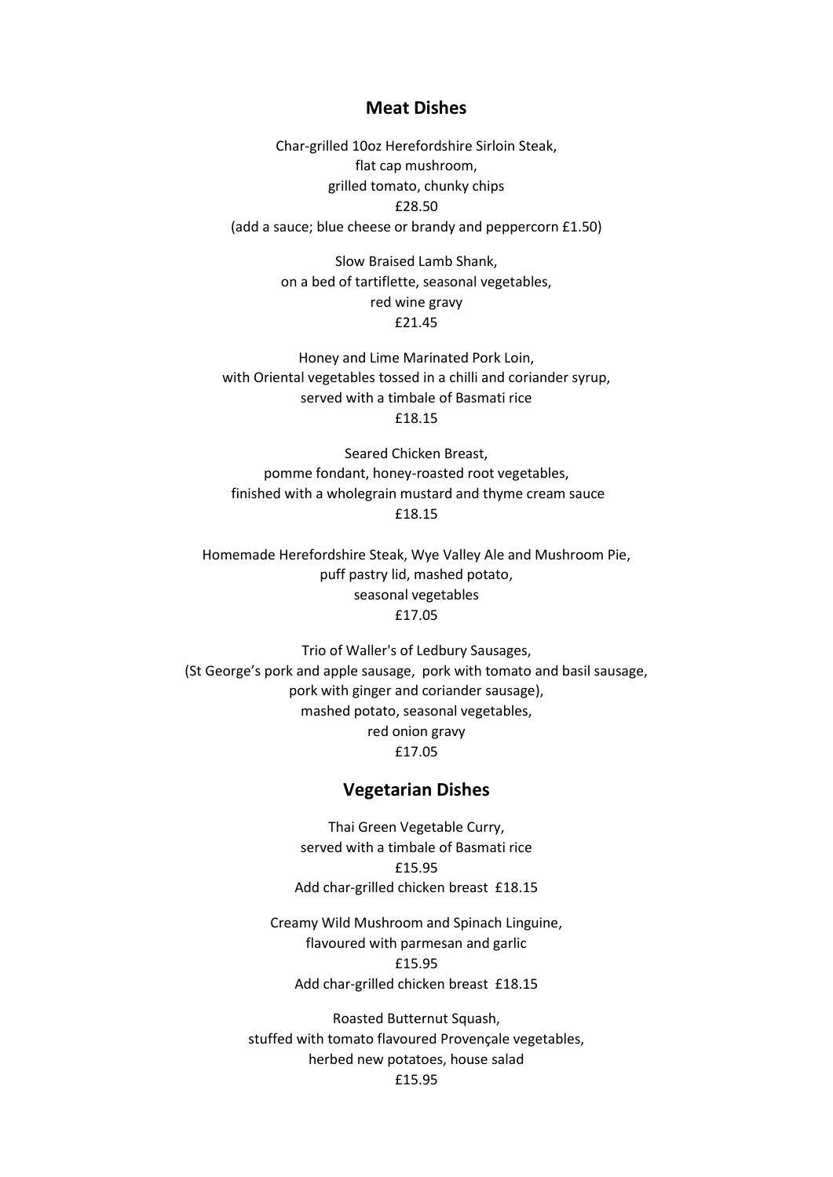## Meat Dishes

Char-grilled 10oz Herefordshire Sirloin Steak,
flat cap mushroom,
grilled tomato, chunky chips
£28.50
(add a sauce; blue cheese or brandy and peppercorn £1.50)

Slow Braised Lamb Shank,
on a bed of tartiflette, seasonal vegetables,
red wine gravy
£21.45

Honey and Lime Marinated Pork Loin,
with Oriental vegetables tossed in a chilli and coriander syrup,
served with a timbale of Basmati rice
£18.15

Seared Chicken Breast,
pomme fondant, honey-roasted root vegetables,
finished with a wholegrain mustard and thyme cream sauce
£18.15

Homemade Herefordshire Steak, Wye Valley Ale and Mushroom Pie,
puff pastry lid, mashed potato,
seasonal vegetables
£17.05

Trio of Waller's of Ledbury Sausages,
(St George's pork and apple sausage, pork with tomato and basil sausage,
pork with ginger and coriander sausage),
mashed potato, seasonal vegetables,
red onion gravy
£17.05

## Vegetarian Dishes

Thai Green Vegetable Curry,
served with a timbale of Basmati rice
£15.95
Add char-grilled chicken breast £18.15

Creamy Wild Mushroom and Spinach Linguine,
flavoured with parmesan and garlic
£15.95
Add char-grilled chicken breast £18.15

Roasted Butternut Squash,
stuffed with tomato flavoured Provençale vegetables,
herbed new potatoes, house salad
£15.95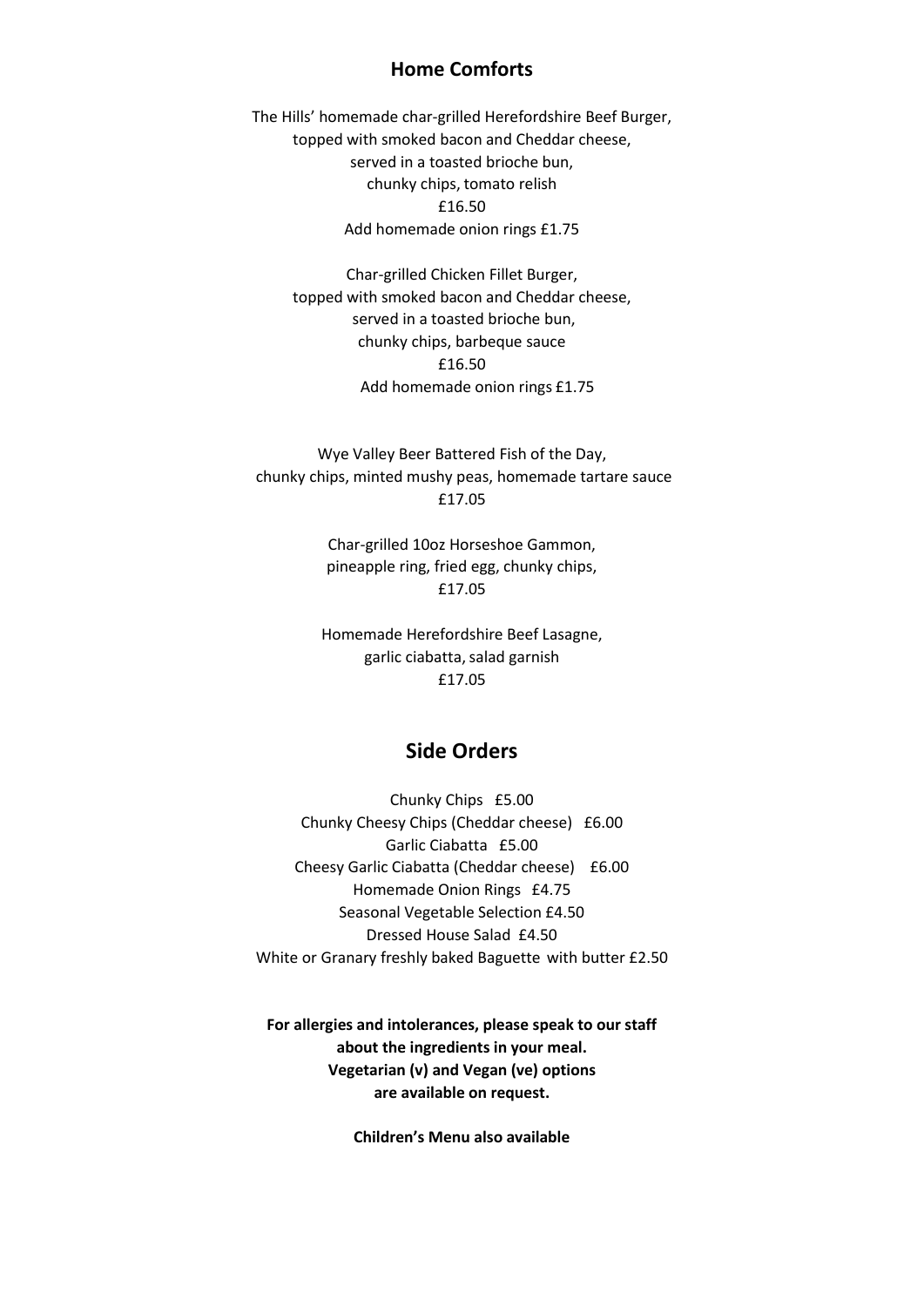## Home Comforts

The Hills' homemade char-grilled Herefordshire Beef Burger,
topped with smoked bacon and Cheddar cheese,
served in a toasted brioche bun,
chunky chips, tomato relish
£16.50
Add homemade onion rings £1.75

Char-grilled Chicken Fillet Burger,
topped with smoked bacon and Cheddar cheese,
served in a toasted brioche bun,
chunky chips, barbeque sauce
£16.50
Add homemade onion rings £1.75

Wye Valley Beer Battered Fish of the Day,
chunky chips, minted mushy peas, homemade tartare sauce
£17.05

Char-grilled 10oz Horseshoe Gammon,
pineapple ring, fried egg, chunky chips,
£17.05

Homemade Herefordshire Beef Lasagne,
garlic ciabatta, salad garnish
£17.05

## Side Orders

Chunky Chips £5.00
Chunky Cheesy Chips (Cheddar cheese) £6.00
Garlic Ciabatta £5.00
Cheesy Garlic Ciabatta (Cheddar cheese) £6.00
Homemade Onion Rings £4.75
Seasonal Vegetable Selection £4.50
Dressed House Salad £4.50
White or Granary freshly baked Baguette with butter £2.50

**For allergies and intolerances, please speak to our staff about the ingredients in your meal.**
**Vegetarian (v) and Vegan (ve) options are available on request.**

**Children's Menu also available**